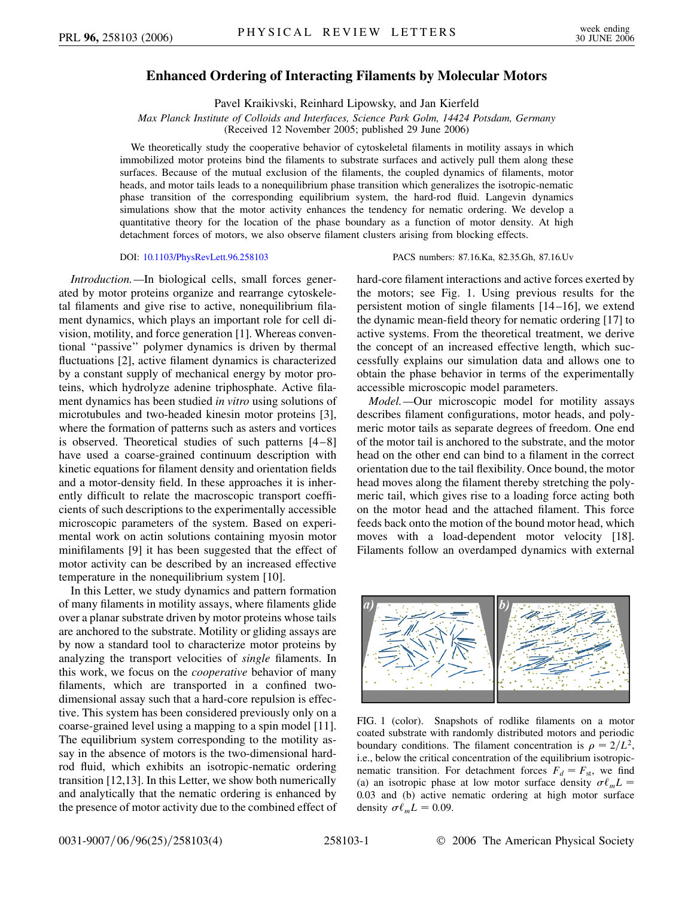# Enhanced Ordering of Interacting Filaments by Molecular Motors

Pavel Kraikivski, Reinhard Lipowsky, and Jan Kierfeld

*Max Planck Institute of Colloids and Interfaces, Science Park Golm, 14424 Potsdam, Germany*
(Received 12 November 2005; published 29 June 2006)

We theoretically study the cooperative behavior of cytoskeletal filaments in motility assays in which immobilized motor proteins bind the filaments to substrate surfaces and actively pull them along these surfaces. Because of the mutual exclusion of the filaments, the coupled dynamics of filaments, motor heads, and motor tails leads to a nonequilibrium phase transition which generalizes the isotropic-nematic phase transition of the corresponding equilibrium system, the hard-rod fluid. Langevin dynamics simulations show that the motor activity enhances the tendency for nematic ordering. We develop a quantitative theory for the location of the phase boundary as a function of motor density. At high detachment forces of motors, we also observe filament clusters arising from blocking effects.

DOI: 10.1103/PhysRevLett.96.258103

PACS numbers: 87.16.Ka, 82.35.Gh, 87.16.Uv

*Introduction.*—In biological cells, small forces generated by motor proteins organize and rearrange cytoskeletal filaments and give rise to active, nonequilibrium filament dynamics, which plays an important role for cell division, motility, and force generation [1]. Whereas conventional "passive" polymer dynamics is driven by thermal fluctuations [2], active filament dynamics is characterized by a constant supply of mechanical energy by motor proteins, which hydrolyze adenine triphosphate. Active filament dynamics has been studied *in vitro* using solutions of microtubules and two-headed kinesin motor proteins [3], where the formation of patterns such as asters and vortices is observed. Theoretical studies of such patterns [4–8] have used a coarse-grained continuum description with kinetic equations for filament density and orientation fields and a motor-density field. In these approaches it is inherently difficult to relate the macroscopic transport coefficients of such descriptions to the experimentally accessible microscopic parameters of the system. Based on experimental work on actin solutions containing myosin motor minifilaments [9] it has been suggested that the effect of motor activity can be described by an increased effective temperature in the nonequilibrium system [10].

In this Letter, we study dynamics and pattern formation of many filaments in motility assays, where filaments glide over a planar substrate driven by motor proteins whose tails are anchored to the substrate. Motility or gliding assays are by now a standard tool to characterize motor proteins by analyzing the transport velocities of *single* filaments. In this work, we focus on the *cooperative* behavior of many filaments, which are transported in a confined two-dimensional assay such that a hard-core repulsion is effective. This system has been considered previously only on a coarse-grained level using a mapping to a spin model [11]. The equilibrium system corresponding to the motility assay in the absence of motors is the two-dimensional hard-rod fluid, which exhibits an isotropic-nematic ordering transition [12,13]. In this Letter, we show both numerically and analytically that the nematic ordering is enhanced by the presence of motor activity due to the combined effect of hard-core filament interactions and active forces exerted by the motors; see Fig. 1. Using previous results for the persistent motion of single filaments [14–16], we extend the dynamic mean-field theory for nematic ordering [17] to active systems. From the theoretical treatment, we derive the concept of an increased effective length, which successfully explains our simulation data and allows one to obtain the phase behavior in terms of the experimentally accessible microscopic model parameters.

*Model.*—Our microscopic model for motility assays describes filament configurations, motor heads, and polymeric motor tails as separate degrees of freedom. One end of the motor tail is anchored to the substrate, and the motor head on the other end can bind to a filament in the correct orientation due to the tail flexibility. Once bound, the motor head moves along the filament thereby stretching the polymeric tail, which gives rise to a loading force acting both on the motor head and the attached filament. This force feeds back onto the motion of the bound motor head, which moves with a load-dependent motor velocity [18]. Filaments follow an overdamped dynamics with external

FIG. 1 (color). Snapshots of rodlike filaments on a motor coated substrate with randomly distributed motors and periodic boundary conditions. The filament concentration is $\rho = 2/L^2$, i.e., below the critical concentration of the equilibrium isotropic-nematic transition. For detachment forces $F_d = F_{st}$, we find (a) an isotropic phase at low motor surface density $\sigma \ell_m L = 0.03$ and (b) active nematic ordering at high motor surface density $\sigma \ell_m L = 0.09$.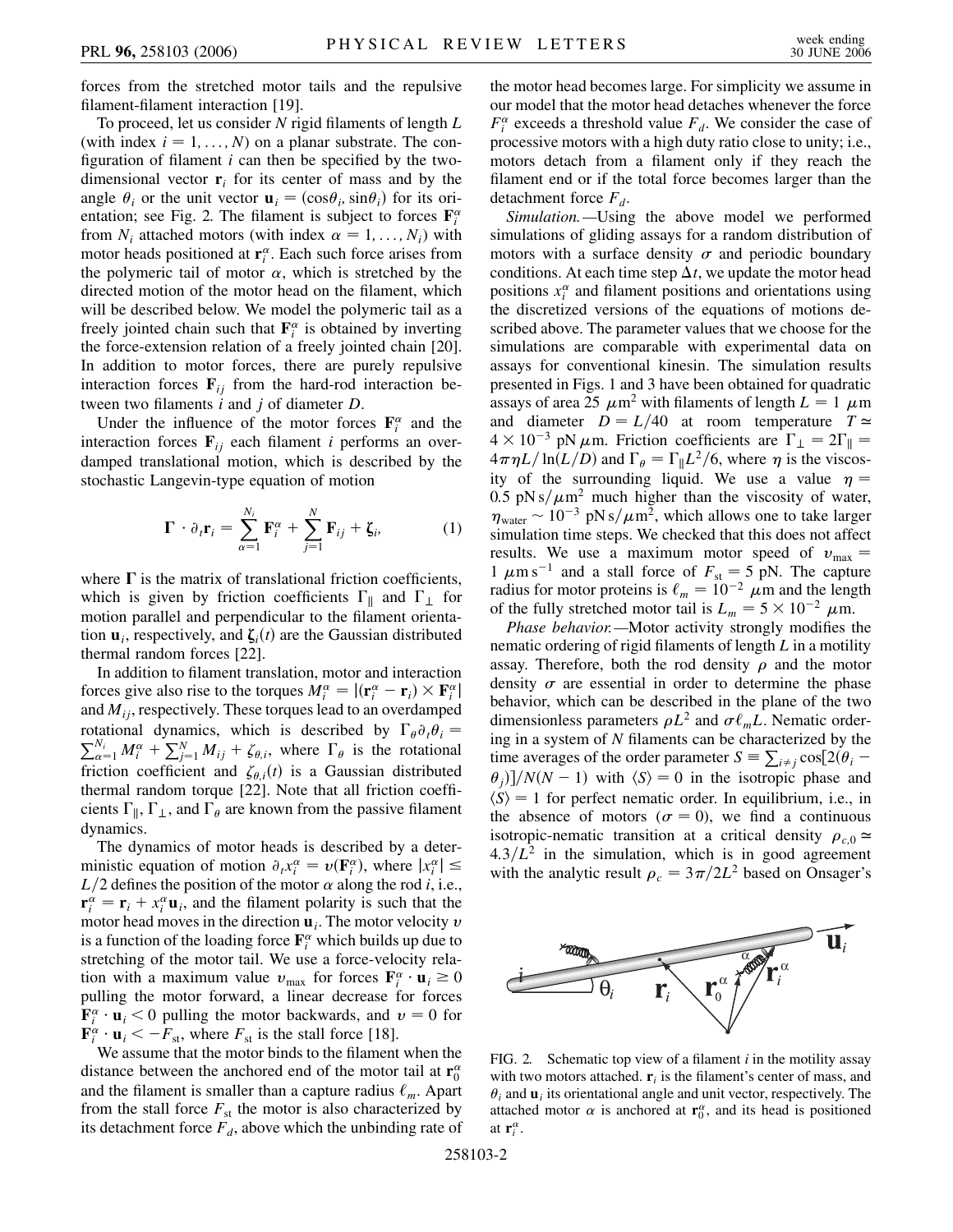forces from the stretched motor tails and the repulsive filament-filament interaction [19].

To proceed, let us consider $N$ rigid filaments of length $L$ (with index $i = 1, \ldots, N$) on a planar substrate. The configuration of filament $i$ can then be specified by the two-dimensional vector $\mathbf{r}_i$ for its center of mass and by the angle $\theta_i$ or the unit vector $\mathbf{u}_i = (\cos\theta_i, \sin\theta_i)$ for its orientation; see Fig. 2. The filament is subject to forces $\mathbf{F}_i^\alpha$ from $N_i$ attached motors (with index $\alpha = 1, \ldots, N_i$) with motor heads positioned at $\mathbf{r}_i^\alpha$. Each such force arises from the polymeric tail of motor $\alpha$, which is stretched by the directed motion of the motor head on the filament, which will be described below. We model the polymeric tail as a freely jointed chain such that $\mathbf{F}_i^\alpha$ is obtained by inverting the force-extension relation of a freely jointed chain [20]. In addition to motor forces, there are purely repulsive interaction forces $\mathbf{F}_{ij}$ from the hard-rod interaction between two filaments $i$ and $j$ of diameter $D$.

Under the influence of the motor forces $\mathbf{F}_i^\alpha$ and the interaction forces $\mathbf{F}_{ij}$ each filament $i$ performs an overdamped translational motion, which is described by the stochastic Langevin-type equation of motion

$$\mathbf{\Gamma} \cdot \partial_t \mathbf{r}_i = \sum_{\alpha=1}^{N_i} \mathbf{F}_i^\alpha + \sum_{j=1}^{N} \mathbf{F}_{ij} + \boldsymbol{\zeta}_i, \tag{1}$$

where $\mathbf{\Gamma}$ is the matrix of translational friction coefficients, which is given by friction coefficients $\Gamma_\parallel$ and $\Gamma_\perp$ for motion parallel and perpendicular to the filament orientation $\mathbf{u}_i$, respectively, and $\boldsymbol{\zeta}_i(t)$ are the Gaussian distributed thermal random forces [22].

In addition to filament translation, motor and interaction forces give also rise to the torques $M_i^\alpha = |(\mathbf{r}_i^\alpha - \mathbf{r}_i) \times \mathbf{F}_i^\alpha|$ and $M_{ij}$, respectively. These torques lead to an overdamped rotational dynamics, which is described by $\Gamma_\theta \partial_t \theta_i = \sum_{\alpha=1}^{N_i} M_i^\alpha + \sum_{j=1}^{N} M_{ij} + \zeta_{\theta,i}$, where $\Gamma_\theta$ is the rotational friction coefficient and $\zeta_{\theta,i}(t)$ is a Gaussian distributed thermal random torque [22]. Note that all friction coefficients $\Gamma_\parallel$, $\Gamma_\perp$, and $\Gamma_\theta$ are known from the passive filament dynamics.

The dynamics of motor heads is described by a deterministic equation of motion $\partial_t x_i^\alpha = v(\mathbf{F}_i^\alpha)$, where $|x_i^\alpha| \leq L/2$ defines the position of the motor $\alpha$ along the rod $i$, i.e., $\mathbf{r}_i^\alpha = \mathbf{r}_i + x_i^\alpha \mathbf{u}_i$, and the filament polarity is such that the motor head moves in the direction $\mathbf{u}_i$. The motor velocity $v$ is a function of the loading force $\mathbf{F}_i^\alpha$ which builds up due to stretching of the motor tail. We use a force-velocity relation with a maximum value $v_{\max}$ for forces $\mathbf{F}_i^\alpha \cdot \mathbf{u}_i \geq 0$ pulling the motor forward, a linear decrease for forces $\mathbf{F}_i^\alpha \cdot \mathbf{u}_i < 0$ pulling the motor backwards, and $v = 0$ for $\mathbf{F}_i^\alpha \cdot \mathbf{u}_i < -F_{\rm st}$, where $F_{\rm st}$ is the stall force [18].

We assume that the motor binds to the filament when the distance between the anchored end of the motor tail at $\mathbf{r}_0^\alpha$ and the filament is smaller than a capture radius $\ell_m$. Apart from the stall force $F_{\rm st}$ the motor is also characterized by its detachment force $F_d$, above which the unbinding rate of the motor head becomes large. For simplicity we assume in our model that the motor head detaches whenever the force $F_i^\alpha$ exceeds a threshold value $F_d$. We consider the case of processive motors with a high duty ratio close to unity; i.e., motors detach from a filament only if they reach the filament end or if the total force becomes larger than the detachment force $F_d$.

*Simulation.*—Using the above model we performed simulations of gliding assays for a random distribution of motors with a surface density $\sigma$ and periodic boundary conditions. At each time step $\Delta t$, we update the motor head positions $x_i^\alpha$ and filament positions and orientations using the discretized versions of the equations of motions described above. The parameter values that we choose for the simulations are comparable with experimental data on assays for conventional kinesin. The simulation results presented in Figs. 1 and 3 have been obtained for quadratic assays of area 25 $\mu$m$^2$ with filaments of length $L = 1$ $\mu$m and diameter $D = L/40$ at room temperature $T \simeq 4 \times 10^{-3}$ pN $\mu$m. Friction coefficients are $\Gamma_\perp = 2\Gamma_\parallel = 4\pi\eta L/\ln(L/D)$ and $\Gamma_\theta = \Gamma_\parallel L^2/6$, where $\eta$ is the viscosity of the surrounding liquid. We use a value $\eta = 0.5$ pN s$/\mu$m$^2$ much higher than the viscosity of water, $\eta_{\rm water} \sim 10^{-3}$ pN s$/\mu$m$^2$, which allows one to take larger simulation time steps. We checked that this does not affect results. We use a maximum motor speed of $v_{\max} = 1$ $\mu$m s$^{-1}$ and a stall force of $F_{\rm st} = 5$ pN. The capture radius for motor proteins is $\ell_m = 10^{-2}$ $\mu$m and the length of the fully stretched motor tail is $L_m = 5 \times 10^{-2}$ $\mu$m.

*Phase behavior.*—Motor activity strongly modifies the nematic ordering of rigid filaments of length $L$ in a motility assay. Therefore, both the rod density $\rho$ and the motor density $\sigma$ are essential in order to determine the phase behavior, which can be described in the plane of the two dimensionless parameters $\rho L^2$ and $\sigma \ell_m L$. Nematic ordering in a system of $N$ filaments can be characterized by the time averages of the order parameter $S \equiv \sum_{i \neq j} \cos[2(\theta_i - \theta_j)]/N(N-1)$ with $\langle S \rangle = 0$ in the isotropic phase and $\langle S \rangle = 1$ for perfect nematic order. In equilibrium, i.e., in the absence of motors ($\sigma = 0$), we find a continuous isotropic-nematic transition at a critical density $\rho_{c,0} \simeq 4.3/L^2$ in the simulation, which is in good agreement with the analytic result $\rho_c = 3\pi/2L^2$ based on Onsager's

FIG. 2. Schematic top view of a filament $i$ in the motility assay with two motors attached. $\mathbf{r}_i$ is the filament's center of mass, and $\theta_i$ and $\mathbf{u}_i$ its orientational angle and unit vector, respectively. The attached motor $\alpha$ is anchored at $\mathbf{r}_0^\alpha$, and its head is positioned at $\mathbf{r}_i^\alpha$.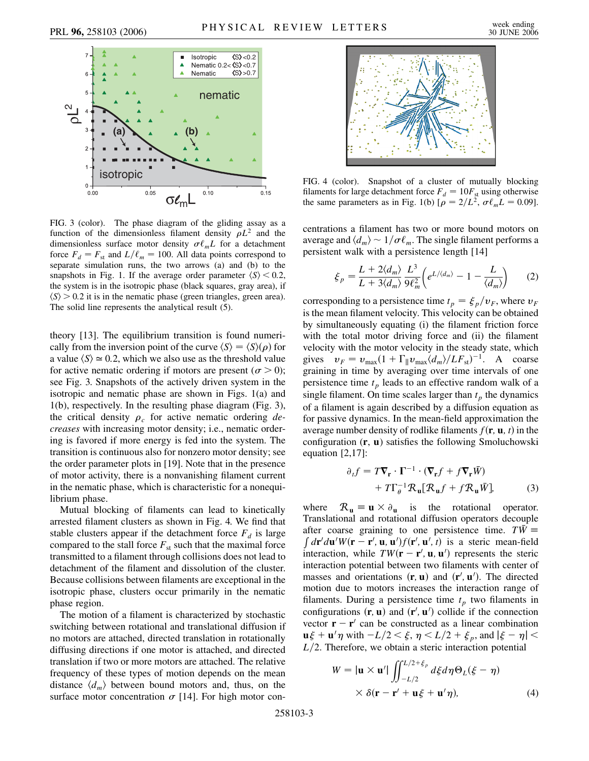FIG. 3 (color). The phase diagram of the gliding assay as a function of the dimensionless filament density $\rho L^2$ and the dimensionless surface motor density $\sigma \ell_m L$ for a detachment force $F_d = F_{st}$ and $L/\ell_m = 100$. All data points correspond to separate simulation runs, the two arrows (a) and (b) to the snapshots in Fig. 1. If the average order parameter $\langle S \rangle < 0.2$, the system is in the isotropic phase (black squares, gray area), if $\langle S \rangle > 0.2$ it is in the nematic phase (green triangles, green area). The solid line represents the analytical result (5).

theory [13]. The equilibrium transition is found numerically from the inversion point of the curve $\langle S \rangle = \langle S \rangle(\rho)$ for a value $\langle S \rangle \simeq 0.2$, which we also use as the threshold value for active nematic ordering if motors are present ($\sigma > 0$); see Fig. 3. Snapshots of the actively driven system in the isotropic and nematic phase are shown in Figs. 1(a) and 1(b), respectively. In the resulting phase diagram (Fig. 3), the critical density $\rho_c$ for active nematic ordering *decreases* with increasing motor density; i.e., nematic ordering is favored if more energy is fed into the system. The transition is continuous also for nonzero motor density; see the order parameter plots in [19]. Note that in the presence of motor activity, there is a nonvanishing filament current in the nematic phase, which is characteristic for a nonequilibrium phase.

Mutual blocking of filaments can lead to kinetically arrested filament clusters as shown in Fig. 4. We find that stable clusters appear if the detachment force $F_d$ is large compared to the stall force $F_{st}$ such that the maximal force transmitted to a filament through collisions does not lead to detachment of the filament and dissolution of the cluster. Because collisions between filaments are exceptional in the isotropic phase, clusters occur primarily in the nematic phase region.

The motion of a filament is characterized by stochastic switching between rotational and translational diffusion if no motors are attached, directed translation in rotationally diffusing directions if one motor is attached, and directed translation if two or more motors are attached. The relative frequency of these types of motion depends on the mean distance $\langle d_m \rangle$ between bound motors and, thus, on the surface motor concentration $\sigma$ [14]. For high motor concentrations a filament has two or more bound motors on average and $\langle d_m \rangle \sim 1/\sigma \ell_m$. The single filament performs a persistent walk with a persistence length [14]

$$\xi_p = \frac{L + 2\langle d_m \rangle}{L + 3\langle d_m \rangle} \frac{L^3}{9\ell_m^2} \left( e^{L/\langle d_m \rangle} - 1 - \frac{L}{\langle d_m \rangle} \right) \tag{2}$$

corresponding to a persistence time $t_p = \xi_p / v_F$, where $v_F$ is the mean filament velocity. This velocity can be obtained by simultaneously equating (i) the filament friction force with the total motor driving force and (ii) the filament velocity with the motor velocity in the steady state, which gives $v_F = v_{max}(1 + \Gamma_\parallel v_{max} \langle d_m \rangle / L F_{st})^{-1}$. A coarse graining in time by averaging over time intervals of one persistence time $t_p$ leads to an effective random walk of a single filament. On time scales larger than $t_p$ the dynamics of a filament is again described by a diffusion equation as for passive dynamics. In the mean-field approximation the average number density of rodlike filaments $f(\mathbf{r}, \mathbf{u}, t)$ in the configuration $(\mathbf{r}, \mathbf{u})$ satisfies the following Smoluchowski equation [2,17]:

$$\begin{aligned} \partial_t f = {} & T \nabla_{\mathbf{r}} \cdot \mathbf{\Gamma}^{-1} \cdot (\nabla_{\mathbf{r}} f + f \nabla_{\mathbf{r}} \bar{W}) \\ & + T \Gamma_\theta^{-1} \mathcal{R}_{\mathbf{u}} [\mathcal{R}_{\mathbf{u}} f + f \mathcal{R}_{\mathbf{u}} \bar{W}], \end{aligned} \tag{3}$$

where $\mathcal{R}_{\mathbf{u}} \equiv \mathbf{u} \times \partial_{\mathbf{u}}$ is the rotational operator. Translational and rotational diffusion operators decouple after coarse graining to one persistence time. $T\bar{W} \equiv \int d\mathbf{r}' d\mathbf{u}' W(\mathbf{r} - \mathbf{r}', \mathbf{u}, \mathbf{u}') f(\mathbf{r}', \mathbf{u}', t)$ is a steric mean-field interaction, while $TW(\mathbf{r} - \mathbf{r}', \mathbf{u}, \mathbf{u}')$ represents the steric interaction potential between two filaments with center of masses and orientations $(\mathbf{r}, \mathbf{u})$ and $(\mathbf{r}', \mathbf{u}')$. The directed motion due to motors increases the interaction range of filaments. During a persistence time $t_p$ two filaments in configurations $(\mathbf{r}, \mathbf{u})$ and $(\mathbf{r}', \mathbf{u}')$ collide if the connection vector $\mathbf{r} - \mathbf{r}'$ can be constructed as a linear combination $\mathbf{u}\xi + \mathbf{u}'\eta$ with $-L/2 < \xi, \eta < L/2 + \xi_p$, and $|\xi - \eta| < L/2$. Therefore, we obtain a steric interaction potential

$$\begin{aligned} W = |\mathbf{u} \times \mathbf{u}'| \iint_{-L/2}^{L/2 + \xi_p} d\xi d\eta \, \Theta_L(\xi - \eta) \\ \times \delta(\mathbf{r} - \mathbf{r}' + \mathbf{u}\xi + \mathbf{u}'\eta), \end{aligned} \tag{4}$$

FIG. 4 (color). Snapshot of a cluster of mutually blocking filaments for large detachment force $F_d = 10F_{st}$ using otherwise the same parameters as in Fig. 1(b) [$\rho = 2/L^2$, $\sigma \ell_m L = 0.09$].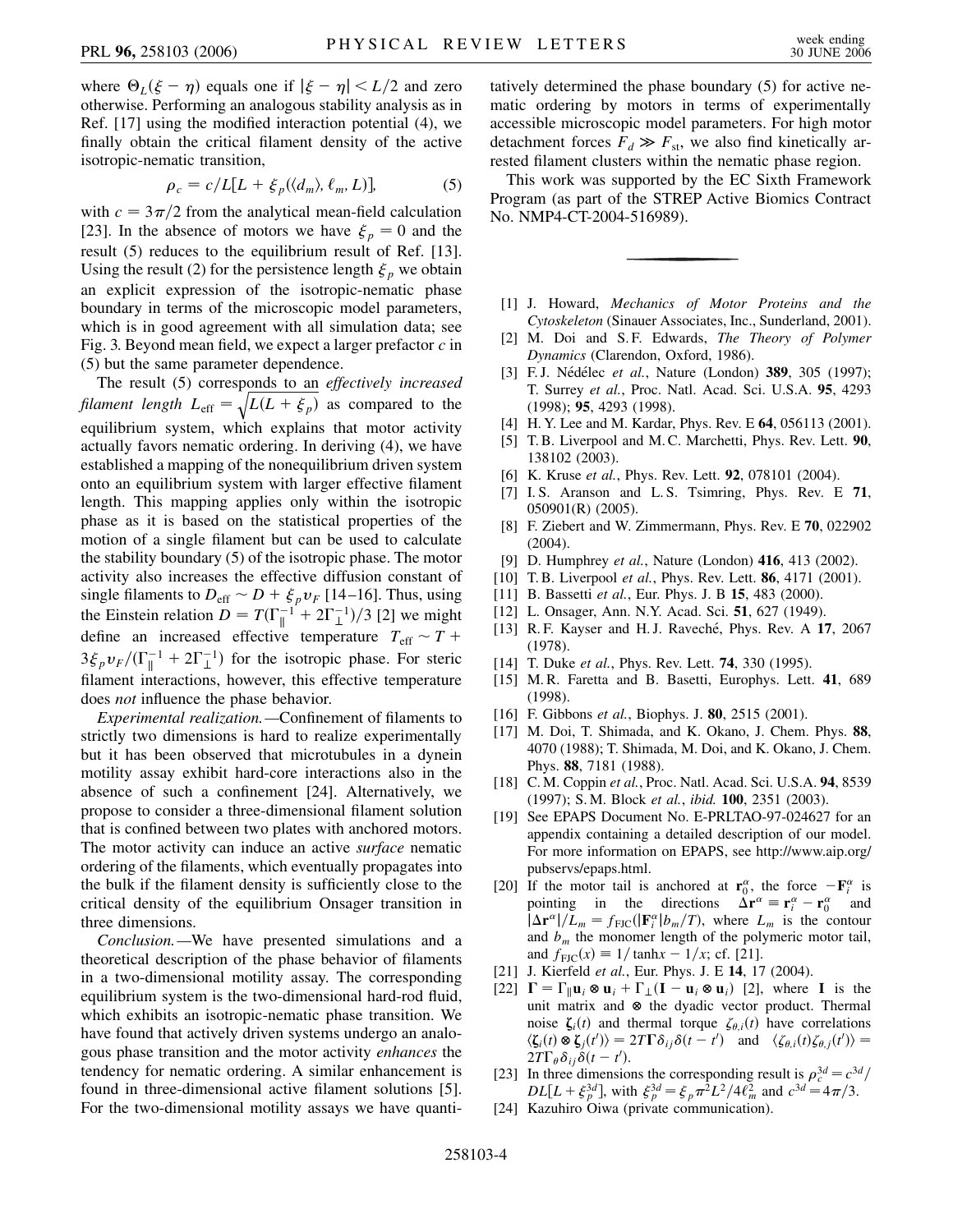where $\Theta_L(\xi - \eta)$ equals one if $|\xi - \eta| < L/2$ and zero otherwise. Performing an analogous stability analysis as in Ref. [17] using the modified interaction potential (4), we finally obtain the critical filament density of the active isotropic-nematic transition,

$$\rho_c = c/L[L + \xi_p(\langle d_m\rangle, \ell_m, L)], \tag{5}$$

with $c = 3\pi/2$ from the analytical mean-field calculation [23]. In the absence of motors we have $\xi_p = 0$ and the result (5) reduces to the equilibrium result of Ref. [13]. Using the result (2) for the persistence length $\xi_p$ we obtain an explicit expression of the isotropic-nematic phase boundary in terms of the microscopic model parameters, which is in good agreement with all simulation data; see Fig. 3. Beyond mean field, we expect a larger prefactor $c$ in (5) but the same parameter dependence.

The result (5) corresponds to an *effectively increased filament length* $L_{\text{eff}} = \sqrt{L(L + \xi_p)}$ as compared to the equilibrium system, which explains that motor activity actually favors nematic ordering. In deriving (4), we have established a mapping of the nonequilibrium driven system onto an equilibrium system with larger effective filament length. This mapping applies only within the isotropic phase as it is based on the statistical properties of the motion of a single filament but can be used to calculate the stability boundary (5) of the isotropic phase. The motor activity also increases the effective diffusion constant of single filaments to $D_{\text{eff}} \sim D + \xi_p v_F$ [14–16]. Thus, using the Einstein relation $D = T(\Gamma_\parallel^{-1} + 2\Gamma_\perp^{-1})/3$ [2] we might define an increased effective temperature $T_{\text{eff}} \sim T + 3\xi_p v_F/(\Gamma_\parallel^{-1} + 2\Gamma_\perp^{-1})$ for the isotropic phase. For steric filament interactions, however, this effective temperature does *not* influence the phase behavior.

*Experimental realization.*—Confinement of filaments to strictly two dimensions is hard to realize experimentally but it has been observed that microtubules in a dynein motility assay exhibit hard-core interactions also in the absence of such a confinement [24]. Alternatively, we propose to consider a three-dimensional filament solution that is confined between two plates with anchored motors. The motor activity can induce an active *surface* nematic ordering of the filaments, which eventually propagates into the bulk if the filament density is sufficiently close to the critical density of the equilibrium Onsager transition in three dimensions.

*Conclusion.*—We have presented simulations and a theoretical description of the phase behavior of filaments in a two-dimensional motility assay. The corresponding equilibrium system is the two-dimensional hard-rod fluid, which exhibits an isotropic-nematic phase transition. We have found that actively driven systems undergo an analogous phase transition and the motor activity *enhances* the tendency for nematic ordering. A similar enhancement is found in three-dimensional active filament solutions [5]. For the two-dimensional motility assays we have quantitatively determined the phase boundary (5) for active nematic ordering by motors in terms of experimentally accessible microscopic model parameters. For high motor detachment forces $F_d \gg F_{\text{st}}$, we also find kinetically arrested filament clusters within the nematic phase region.

This work was supported by the EC Sixth Framework Program (as part of the STREP Active Biomics Contract No. NMP4-CT-2004-516989).

---

[1] J. Howard, *Mechanics of Motor Proteins and the Cytoskeleton* (Sinauer Associates, Inc., Sunderland, 2001).

[2] M. Doi and S. F. Edwards, *The Theory of Polymer Dynamics* (Clarendon, Oxford, 1986).

[3] F. J. Nédélec *et al.*, Nature (London) **389**, 305 (1997); T. Surrey *et al.*, Proc. Natl. Acad. Sci. U.S.A. **95**, 4293 (1998); **95**, 4293 (1998).

[4] H. Y. Lee and M. Kardar, Phys. Rev. E **64**, 056113 (2001).

[5] T. B. Liverpool and M. C. Marchetti, Phys. Rev. Lett. **90**, 138102 (2003).

[6] K. Kruse *et al.*, Phys. Rev. Lett. **92**, 078101 (2004).

[7] I. S. Aranson and L. S. Tsimring, Phys. Rev. E **71**, 050901(R) (2005).

[8] F. Ziebert and W. Zimmermann, Phys. Rev. E **70**, 022902 (2004).

[9] D. Humphrey *et al.*, Nature (London) **416**, 413 (2002).

[10] T. B. Liverpool *et al.*, Phys. Rev. Lett. **86**, 4171 (2001).

[11] B. Bassetti *et al.*, Eur. Phys. J. B **15**, 483 (2000).

[12] L. Onsager, Ann. N.Y. Acad. Sci. **51**, 627 (1949).

[13] R. F. Kayser and H. J. Raveché, Phys. Rev. A **17**, 2067 (1978).

[14] T. Duke *et al.*, Phys. Rev. Lett. **74**, 330 (1995).

[15] M. R. Faretta and B. Basetti, Europhys. Lett. **41**, 689 (1998).

[16] F. Gibbons *et al.*, Biophys. J. **80**, 2515 (2001).

[17] M. Doi, T. Shimada, and K. Okano, J. Chem. Phys. **88**, 4070 (1988); T. Shimada, M. Doi, and K. Okano, J. Chem. Phys. **88**, 7181 (1988).

[18] C. M. Coppin *et al.*, Proc. Natl. Acad. Sci. U.S.A. **94**, 8539 (1997); S. M. Block *et al.*, *ibid.* **100**, 2351 (2003).

[19] See EPAPS Document No. E-PRLTAO-97-024627 for an appendix containing a detailed description of our model. For more information on EPAPS, see http://www.aip.org/pubservs/epaps.html.

[20] If the motor tail is anchored at $\mathbf{r}_0^\alpha$, the force $-\mathbf{F}_i^\alpha$ is pointing in the directions $\Delta\mathbf{r}^\alpha \equiv \mathbf{r}_i^\alpha - \mathbf{r}_0^\alpha$ and $|\Delta\mathbf{r}^\alpha|/L_m = f_{\text{FJC}}(|\mathbf{F}_i^\alpha|b_m/T)$, where $L_m$ is the contour and $b_m$ the monomer length of the polymeric motor tail, and $f_{\text{FJC}}(x) \equiv 1/\tanh x - 1/x$; cf. [21].

[21] J. Kierfeld *et al.*, Eur. Phys. J. E **14**, 17 (2004).

[22] $\mathbf{\Gamma} = \Gamma_\parallel \mathbf{u}_i \otimes \mathbf{u}_i + \Gamma_\perp(\mathbf{I} - \mathbf{u}_i \otimes \mathbf{u}_i)$ [2], where $\mathbf{I}$ is the unit matrix and $\otimes$ the dyadic vector product. Thermal noise $\boldsymbol{\zeta}_i(t)$ and thermal torque $\zeta_{\theta,i}(t)$ have correlations $\langle \boldsymbol{\zeta}_i(t) \otimes \boldsymbol{\zeta}_j(t')\rangle = 2T\mathbf{\Gamma}\delta_{ij}\delta(t - t')$ and $\langle \zeta_{\theta,i}(t)\zeta_{\theta,j}(t')\rangle = 2T\Gamma_\theta\delta_{ij}\delta(t - t')$.

[23] In three dimensions the corresponding result is $\rho_c^{3d} = c^{3d}/DL[L + \xi_p^{3d}]$, with $\xi_p^{3d} = \xi_p\pi^2L^2/4\ell_m^2$ and $c^{3d} = 4\pi/3$.

[24] Kazuhiro Oiwa (private communication).